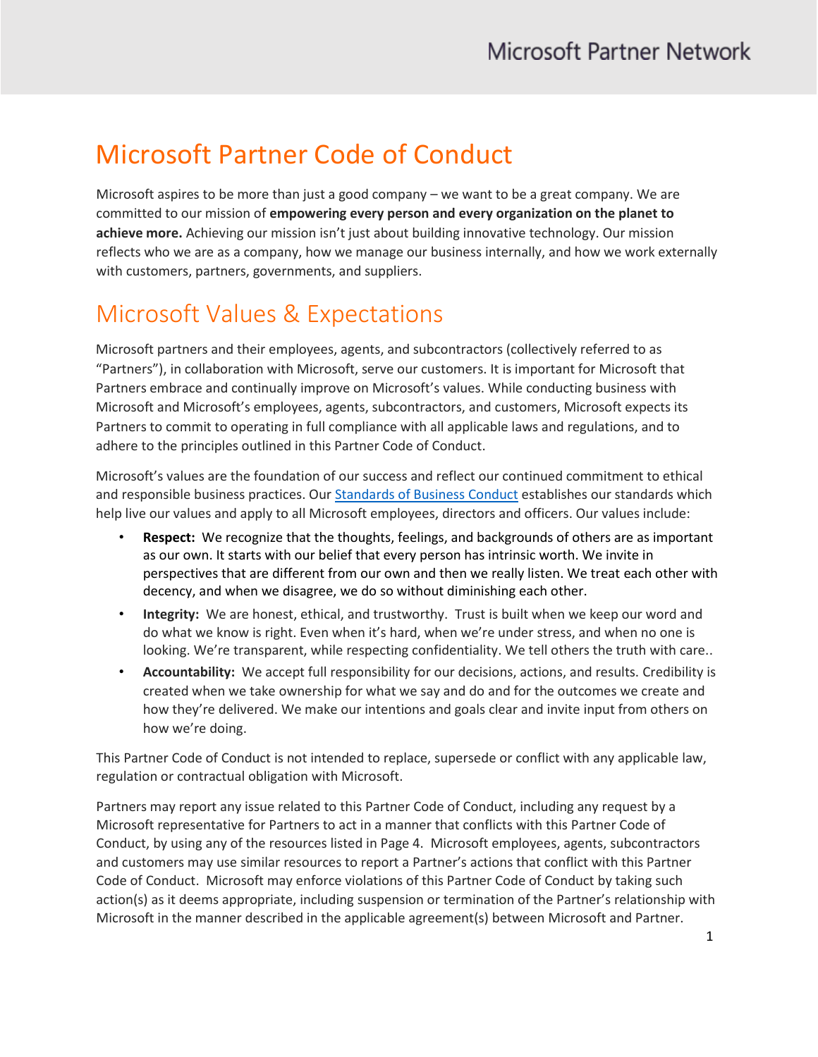# Microsoft Partner Code of Conduct

Microsoft aspires to be more than just a good company – we want to be a great company. We are committed to our mission of **empowering every person and every organization on the planet to achieve more.** Achieving our mission isn't just about building innovative technology. Our mission reflects who we are as a company, how we manage our business internally, and how we work externally with customers, partners, governments, and suppliers.

## Microsoft Values & Expectations

Microsoft partners and their employees, agents, and subcontractors (collectively referred to as "Partners"), in collaboration with Microsoft, serve our customers. It is important for Microsoft that Partners embrace and continually improve on Microsoft's values. While conducting business with Microsoft and Microsoft's employees, agents, subcontractors, and customers, Microsoft expects its Partners to commit to operating in full compliance with all applicable laws and regulations, and to adhere to the principles outlined in this Partner Code of Conduct.

Microsoft's values are the foundation of our success and reflect our continued commitment to ethical and responsible business practices. Our Standards of Business Conduct establishes our standards which help live our values and apply to all Microsoft employees, directors and officers. Our values include:

- **Respect:** We recognize that the thoughts, feelings, and backgrounds of others are as important as our own. It starts with our belief that every person has intrinsic worth. We invite in perspectives that are different from our own and then we really listen. We treat each other with decency, and when we disagree, we do so without diminishing each other.
- **Integrity:** We are honest, ethical, and trustworthy. Trust is built when we keep our word and do what we know is right. Even when it's hard, when we're under stress, and when no one is looking. We're transparent, while respecting confidentiality. We tell others the truth with care..
- **Accountability:** We accept full responsibility for our decisions, actions, and results. Credibility is created when we take ownership for what we say and do and for the outcomes we create and how they're delivered. We make our intentions and goals clear and invite input from others on how we're doing.

This Partner Code of Conduct is not intended to replace, supersede or conflict with any applicable law, regulation or contractual obligation with Microsoft.

Partners may report any issue related to this Partner Code of Conduct, including any request by a Microsoft representative for Partners to act in a manner that conflicts with this Partner Code of Conduct, by using any of the resources listed in Page 4. Microsoft employees, agents, subcontractors and customers may use similar resources to report a Partner's actions that conflict with this Partner Code of Conduct. Microsoft may enforce violations of this Partner Code of Conduct by taking such action(s) as it deems appropriate, including suspension or termination of the Partner's relationship with Microsoft in the manner described in the applicable agreement(s) between Microsoft and Partner.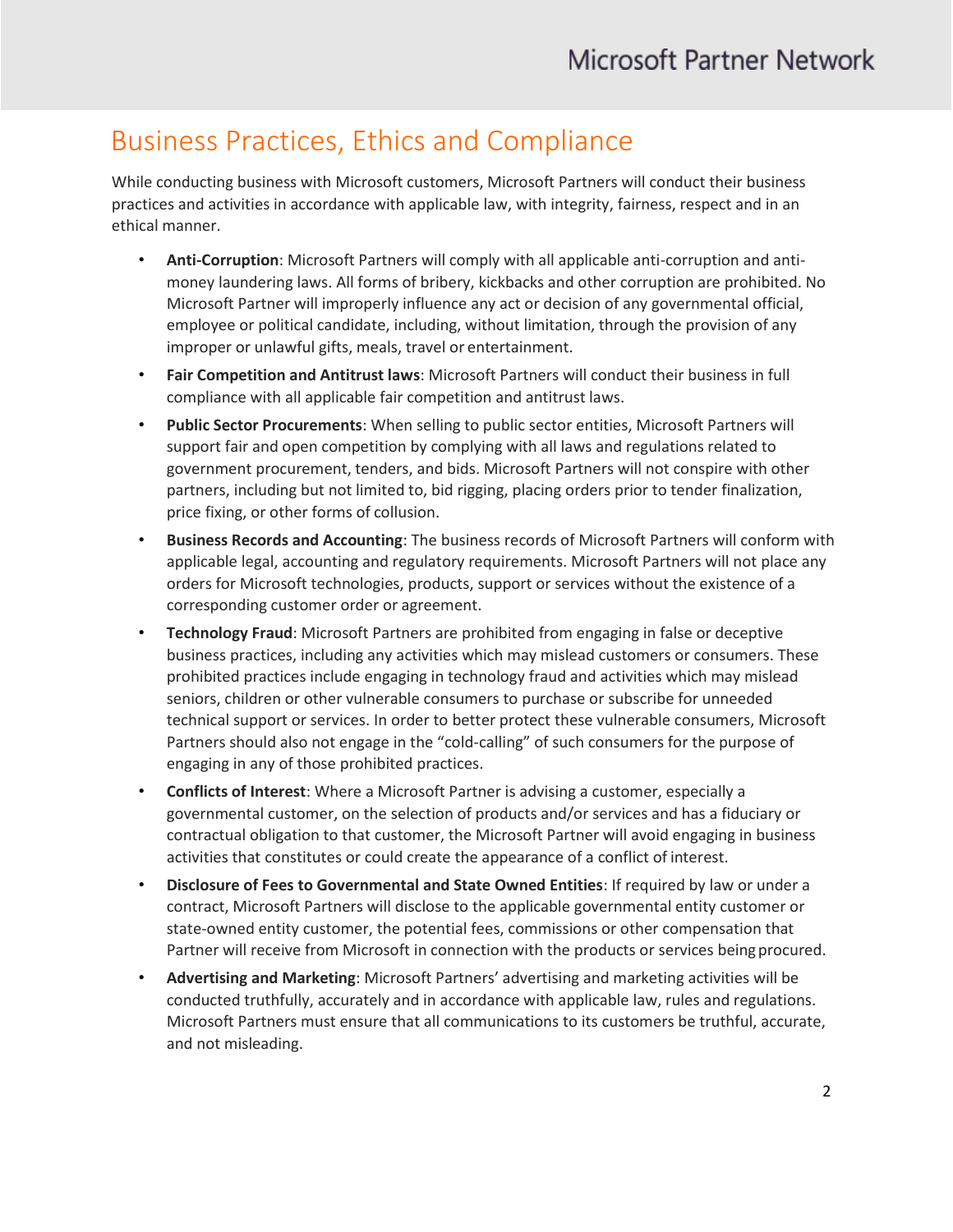# Business Practices, Ethics and Compliance

While conducting business with Microsoft customers, Microsoft Partners will conduct their business practices and activities in accordance with applicable law, with integrity, fairness, respect and in an ethical manner.

- **Anti-Corruption**: Microsoft Partners will comply with all applicable anti-corruption and anti-money laundering laws. All forms of bribery, kickbacks and other corruption are prohibited. No Microsoft Partner will improperly influence any act or decision of any governmental official, employee or political candidate, including, without limitation, through the provision of any improper or unlawful gifts, meals, travel or entertainment.
- **Fair Competition and Antitrust laws**: Microsoft Partners will conduct their business in full compliance with all applicable fair competition and antitrust laws.
- **Public Sector Procurements**: When selling to public sector entities, Microsoft Partners will support fair and open competition by complying with all laws and regulations related to government procurement, tenders, and bids. Microsoft Partners will not conspire with other partners, including but not limited to, bid rigging, placing orders prior to tender finalization, price fixing, or other forms of collusion.
- **Business Records and Accounting**: The business records of Microsoft Partners will conform with applicable legal, accounting and regulatory requirements. Microsoft Partners will not place any orders for Microsoft technologies, products, support or services without the existence of a corresponding customer order or agreement.
- **Technology Fraud**: Microsoft Partners are prohibited from engaging in false or deceptive business practices, including any activities which may mislead customers or consumers. These prohibited practices include engaging in technology fraud and activities which may mislead seniors, children or other vulnerable consumers to purchase or subscribe for unneeded technical support or services. In order to better protect these vulnerable consumers, Microsoft Partners should also not engage in the "cold-calling" of such consumers for the purpose of engaging in any of those prohibited practices.
- **Conflicts of Interest**: Where a Microsoft Partner is advising a customer, especially a governmental customer, on the selection of products and/or services and has a fiduciary or contractual obligation to that customer, the Microsoft Partner will avoid engaging in business activities that constitutes or could create the appearance of a conflict of interest.
- **Disclosure of Fees to Governmental and State Owned Entities**: If required by law or under a contract, Microsoft Partners will disclose to the applicable governmental entity customer or state-owned entity customer, the potential fees, commissions or other compensation that Partner will receive from Microsoft in connection with the products or services being procured.
- **Advertising and Marketing**: Microsoft Partners' advertising and marketing activities will be conducted truthfully, accurately and in accordance with applicable law, rules and regulations. Microsoft Partners must ensure that all communications to its customers be truthful, accurate, and not misleading.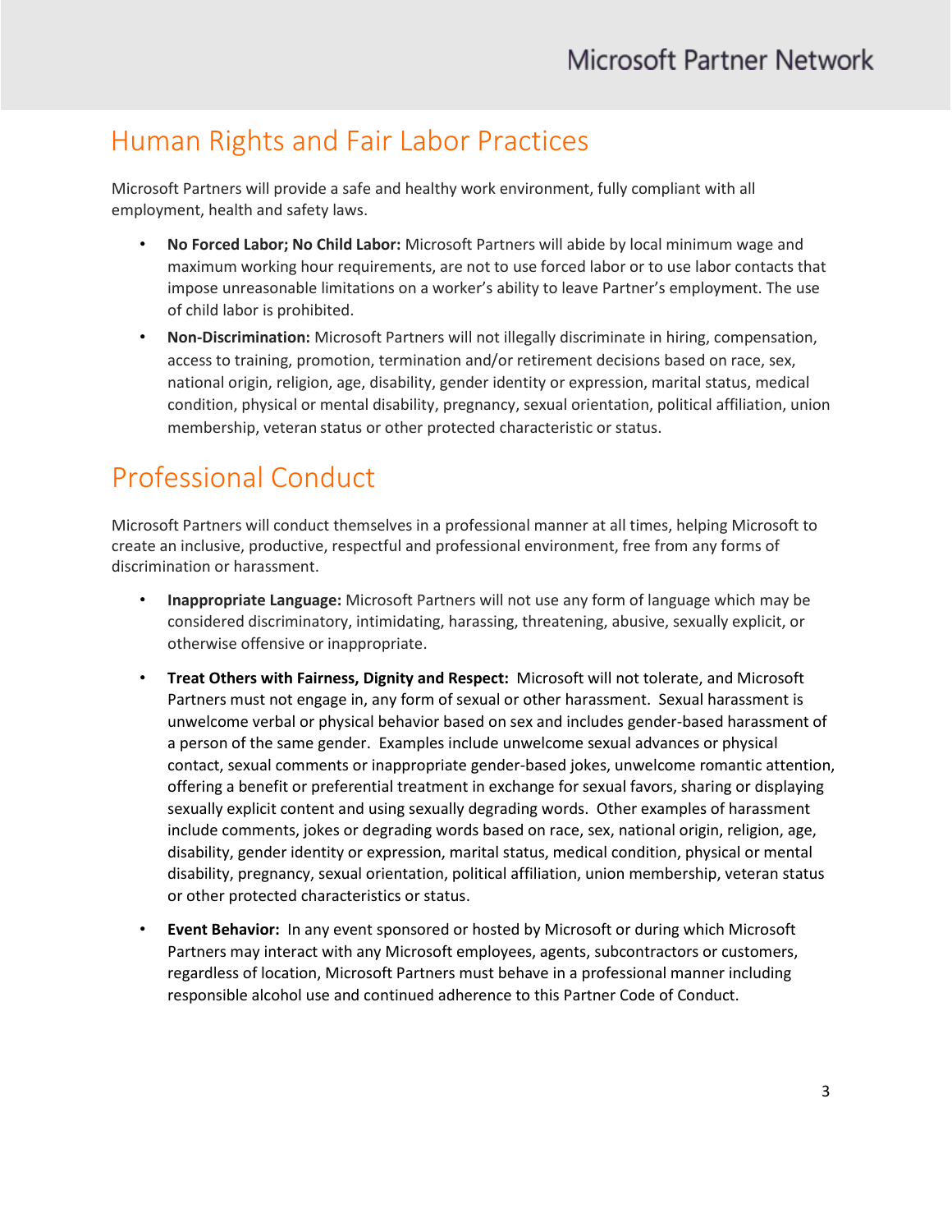## Human Rights and Fair Labor Practices

Microsoft Partners will provide a safe and healthy work environment, fully compliant with all employment, health and safety laws.

- **No Forced Labor; No Child Labor:** Microsoft Partners will abide by local minimum wage and maximum working hour requirements, are not to use forced labor or to use labor contacts that impose unreasonable limitations on a worker's ability to leave Partner's employment. The use of child labor is prohibited.
- **Non-Discrimination:** Microsoft Partners will not illegally discriminate in hiring, compensation, access to training, promotion, termination and/or retirement decisions based on race, sex, national origin, religion, age, disability, gender identity or expression, marital status, medical condition, physical or mental disability, pregnancy, sexual orientation, political affiliation, union membership, veteran status or other protected characteristic or status.

## Professional Conduct

Microsoft Partners will conduct themselves in a professional manner at all times, helping Microsoft to create an inclusive, productive, respectful and professional environment, free from any forms of discrimination or harassment.

- **Inappropriate Language:** Microsoft Partners will not use any form of language which may be considered discriminatory, intimidating, harassing, threatening, abusive, sexually explicit, or otherwise offensive or inappropriate.
- **Treat Others with Fairness, Dignity and Respect:** Microsoft will not tolerate, and Microsoft Partners must not engage in, any form of sexual or other harassment. Sexual harassment is unwelcome verbal or physical behavior based on sex and includes gender-based harassment of a person of the same gender. Examples include unwelcome sexual advances or physical contact, sexual comments or inappropriate gender-based jokes, unwelcome romantic attention, offering a benefit or preferential treatment in exchange for sexual favors, sharing or displaying sexually explicit content and using sexually degrading words. Other examples of harassment include comments, jokes or degrading words based on race, sex, national origin, religion, age, disability, gender identity or expression, marital status, medical condition, physical or mental disability, pregnancy, sexual orientation, political affiliation, union membership, veteran status or other protected characteristics or status.
- **Event Behavior:** In any event sponsored or hosted by Microsoft or during which Microsoft Partners may interact with any Microsoft employees, agents, subcontractors or customers, regardless of location, Microsoft Partners must behave in a professional manner including responsible alcohol use and continued adherence to this Partner Code of Conduct.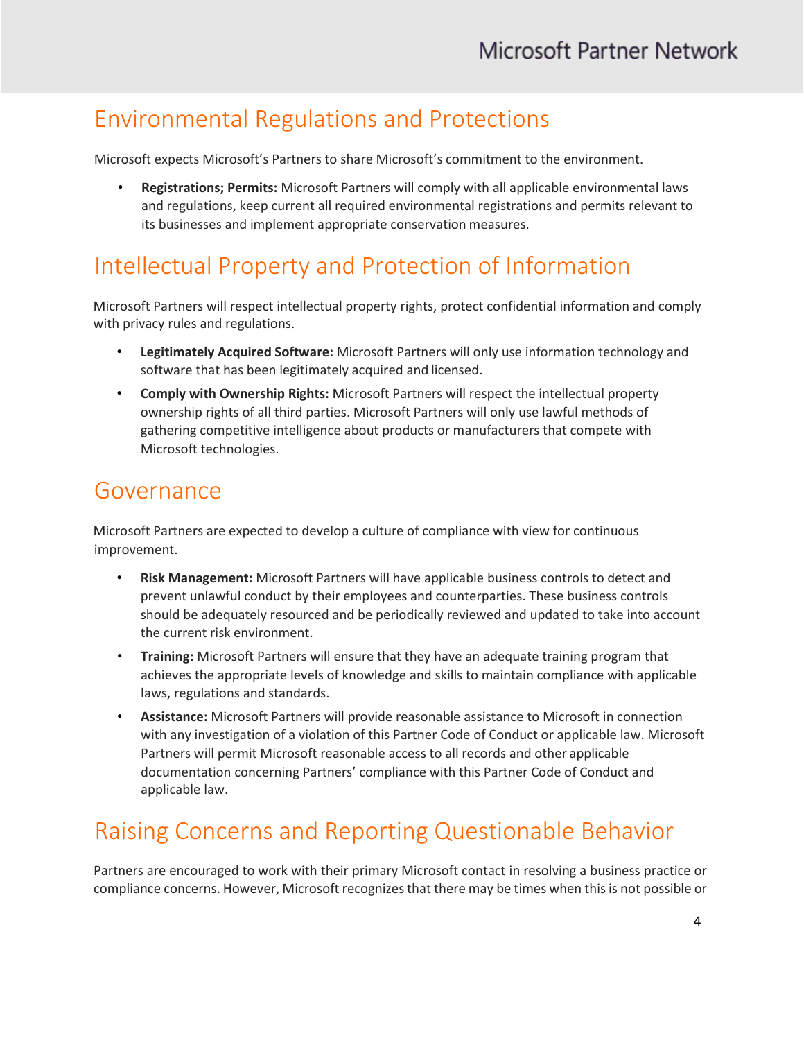## Environmental Regulations and Protections

Microsoft expects Microsoft's Partners to share Microsoft's commitment to the environment.

- **Registrations; Permits:** Microsoft Partners will comply with all applicable environmental laws and regulations, keep current all required environmental registrations and permits relevant to its businesses and implement appropriate conservation measures.

## Intellectual Property and Protection of Information

Microsoft Partners will respect intellectual property rights, protect confidential information and comply with privacy rules and regulations.

- **Legitimately Acquired Software:** Microsoft Partners will only use information technology and software that has been legitimately acquired and licensed.
- **Comply with Ownership Rights:** Microsoft Partners will respect the intellectual property ownership rights of all third parties. Microsoft Partners will only use lawful methods of gathering competitive intelligence about products or manufacturers that compete with Microsoft technologies.

## Governance

Microsoft Partners are expected to develop a culture of compliance with view for continuous improvement.

- **Risk Management:** Microsoft Partners will have applicable business controls to detect and prevent unlawful conduct by their employees and counterparties. These business controls should be adequately resourced and be periodically reviewed and updated to take into account the current risk environment.
- **Training:** Microsoft Partners will ensure that they have an adequate training program that achieves the appropriate levels of knowledge and skills to maintain compliance with applicable laws, regulations and standards.
- **Assistance:** Microsoft Partners will provide reasonable assistance to Microsoft in connection with any investigation of a violation of this Partner Code of Conduct or applicable law. Microsoft Partners will permit Microsoft reasonable access to all records and other applicable documentation concerning Partners' compliance with this Partner Code of Conduct and applicable law.

## Raising Concerns and Reporting Questionable Behavior

Partners are encouraged to work with their primary Microsoft contact in resolving a business practice or compliance concerns. However, Microsoft recognizes that there may be times when this is not possible or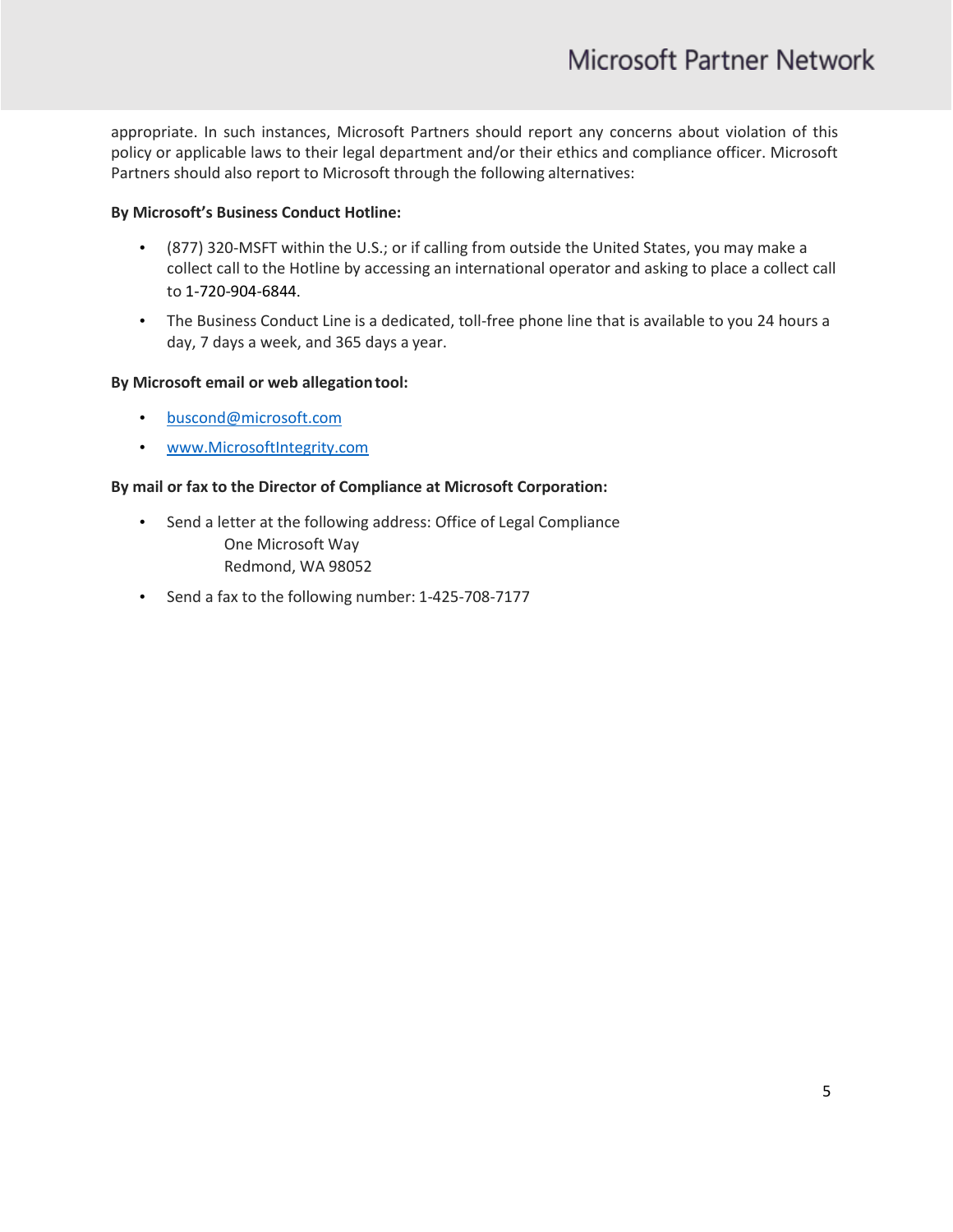appropriate. In such instances, Microsoft Partners should report any concerns about violation of this policy or applicable laws to their legal department and/or their ethics and compliance officer. Microsoft Partners should also report to Microsoft through the following alternatives:

**By Microsoft's Business Conduct Hotline:**

- (877) 320-MSFT within the U.S.; or if calling from outside the United States, you may make a collect call to the Hotline by accessing an international operator and asking to place a collect call to 1-720-904-6844.
- The Business Conduct Line is a dedicated, toll-free phone line that is available to you 24 hours a day, 7 days a week, and 365 days a year.

**By Microsoft email or web allegation tool:**

- [buscond@microsoft.com](mailto:buscond@microsoft.com)
- [www.MicrosoftIntegrity.com](http://www.MicrosoftIntegrity.com)

**By mail or fax to the Director of Compliance at Microsoft Corporation:**

- Send a letter at the following address: Office of Legal Compliance
  One Microsoft Way
  Redmond, WA 98052
- Send a fax to the following number: 1-425-708-7177